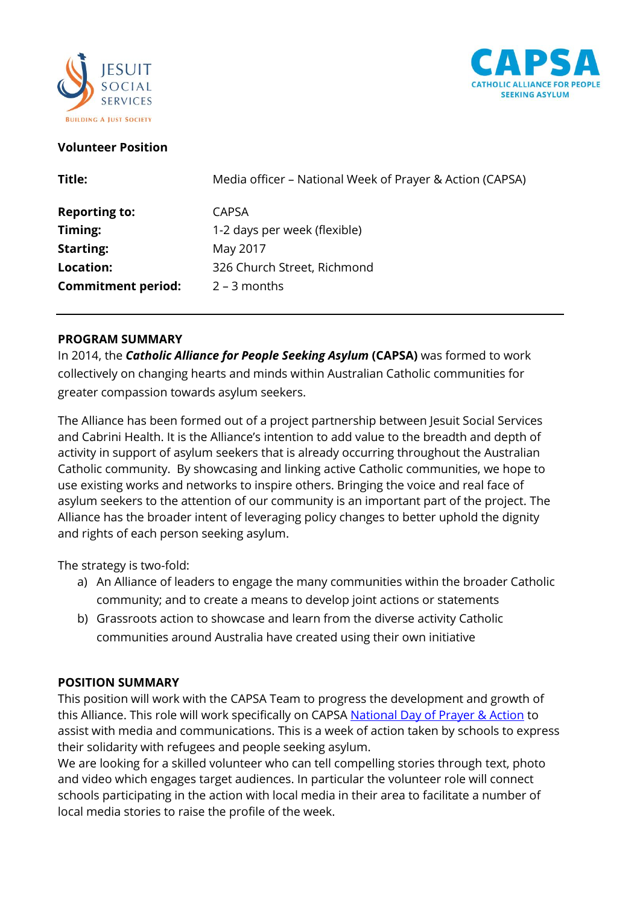**Volunteer Position**

| | |
|---|---|
| **Title:** | Media officer – National Week of Prayer & Action (CAPSA) |
| **Reporting to:** | CAPSA |
| **Timing:** | 1-2 days per week (flexible) |
| **Starting:** | May 2017 |
| **Location:** | 326 Church Street, Richmond |
| **Commitment period:** | 2 – 3 months |

---

## PROGRAM SUMMARY

In 2014, the ***Catholic Alliance for People Seeking Asylum*** **(CAPSA)** was formed to work collectively on changing hearts and minds within Australian Catholic communities for greater compassion towards asylum seekers.

The Alliance has been formed out of a project partnership between Jesuit Social Services and Cabrini Health. It is the Alliance's intention to add value to the breadth and depth of activity in support of asylum seekers that is already occurring throughout the Australian Catholic community. By showcasing and linking active Catholic communities, we hope to use existing works and networks to inspire others. Bringing the voice and real face of asylum seekers to the attention of our community is an important part of the project. The Alliance has the broader intent of leveraging policy changes to better uphold the dignity and rights of each person seeking asylum.

The strategy is two-fold:

a) An Alliance of leaders to engage the many communities within the broader Catholic community; and to create a means to develop joint actions or statements
b) Grassroots action to showcase and learn from the diverse activity Catholic communities around Australia have created using their own initiative

## POSITION SUMMARY

This position will work with the CAPSA Team to progress the development and growth of this Alliance. This role will work specifically on CAPSA National Day of Prayer & Action to assist with media and communications. This is a week of action taken by schools to express their solidarity with refugees and people seeking asylum.
We are looking for a skilled volunteer who can tell compelling stories through text, photo and video which engages target audiences. In particular the volunteer role will connect schools participating in the action with local media in their area to facilitate a number of local media stories to raise the profile of the week.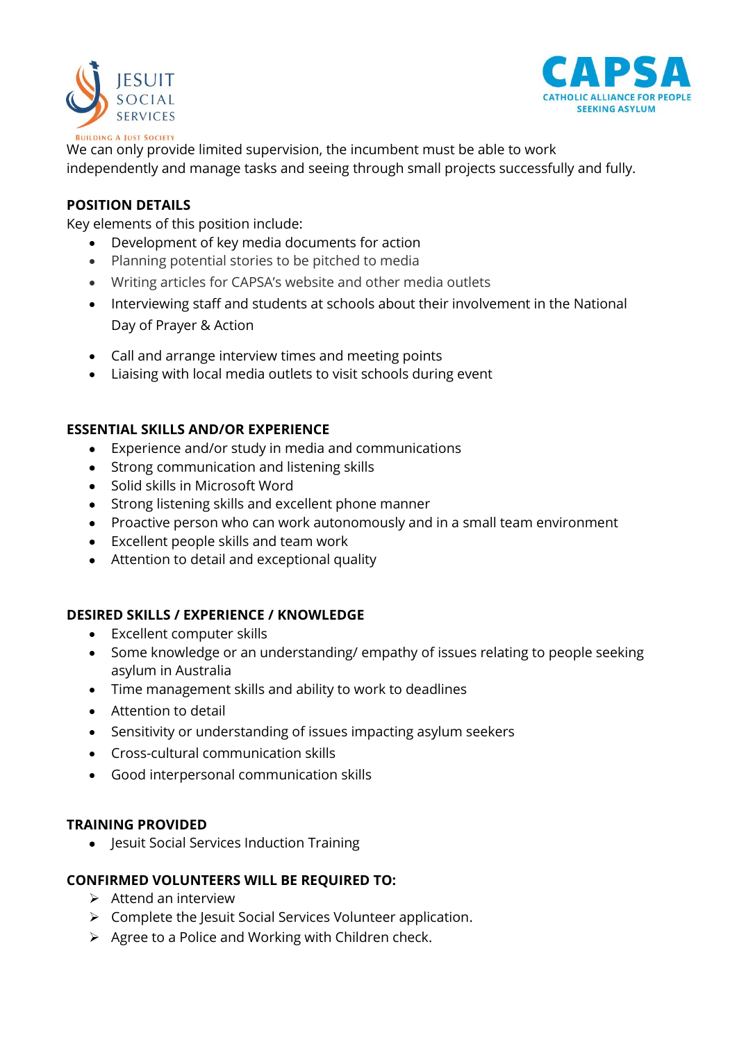We can only provide limited supervision, the incumbent must be able to work independently and manage tasks and seeing through small projects successfully and fully.

**POSITION DETAILS**

Key elements of this position include:

- Development of key media documents for action
- Planning potential stories to be pitched to media
- Writing articles for CAPSA's website and other media outlets
- Interviewing staff and students at schools about their involvement in the National Day of Prayer & Action
- Call and arrange interview times and meeting points
- Liaising with local media outlets to visit schools during event

**ESSENTIAL SKILLS AND/OR EXPERIENCE**

- Experience and/or study in media and communications
- Strong communication and listening skills
- Solid skills in Microsoft Word
- Strong listening skills and excellent phone manner
- Proactive person who can work autonomously and in a small team environment
- Excellent people skills and team work
- Attention to detail and exceptional quality

**DESIRED SKILLS / EXPERIENCE / KNOWLEDGE**

- Excellent computer skills
- Some knowledge or an understanding/ empathy of issues relating to people seeking asylum in Australia
- Time management skills and ability to work to deadlines
- Attention to detail
- Sensitivity or understanding of issues impacting asylum seekers
- Cross-cultural communication skills
- Good interpersonal communication skills

**TRAINING PROVIDED**

- Jesuit Social Services Induction Training

**CONFIRMED VOLUNTEERS WILL BE REQUIRED TO:**

- Attend an interview
- Complete the Jesuit Social Services Volunteer application.
- Agree to a Police and Working with Children check.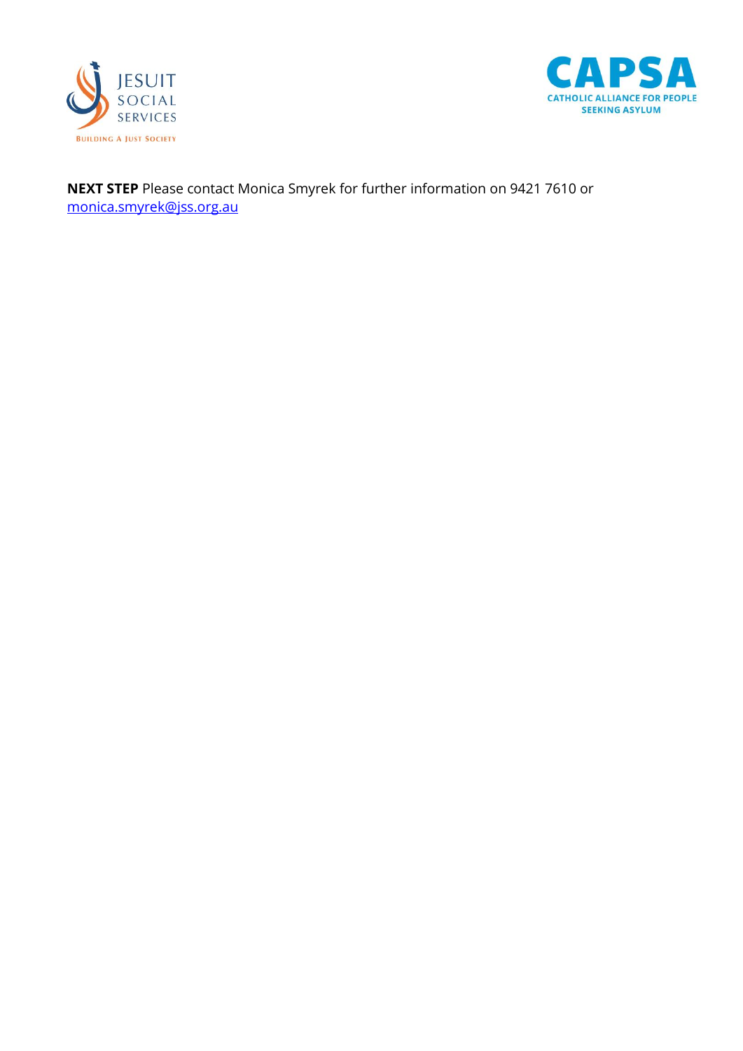**NEXT STEP** Please contact Monica Smyrek for further information on 9421 7610 or monica.smyrek@jss.org.au